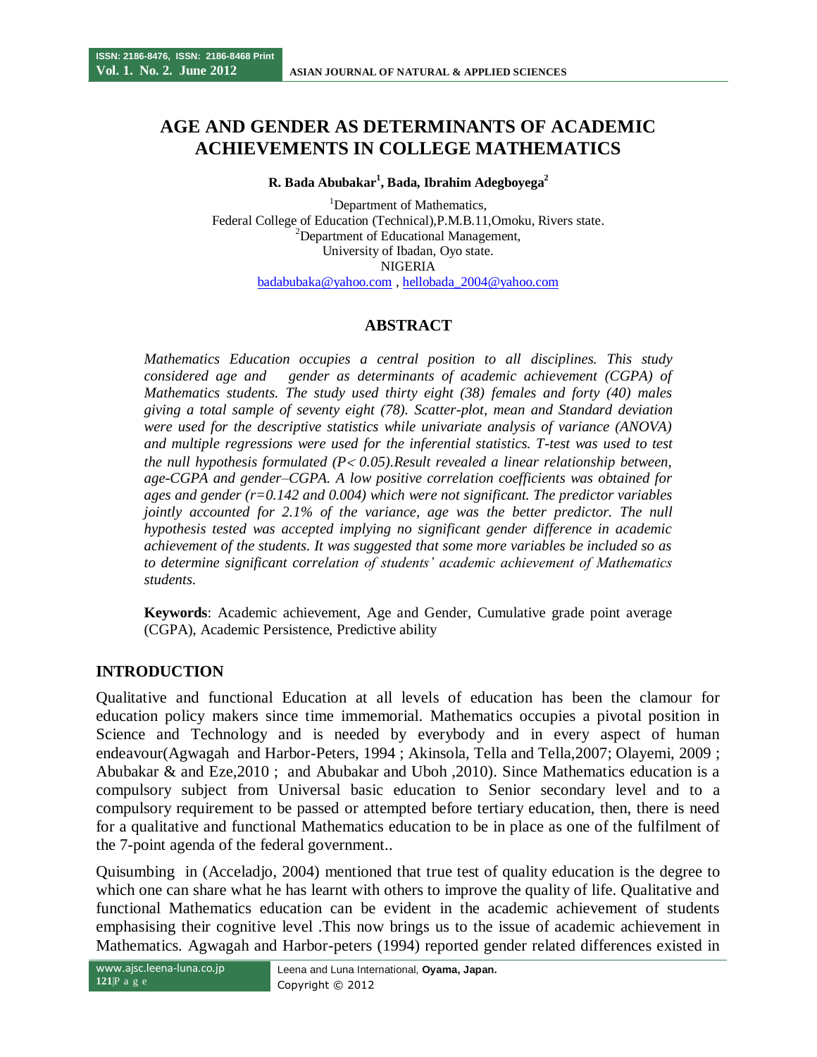# AGE AND GENDER AS DETERMINANTS OF ACADEMIC ACHIEVEMENTS IN COLLEGE MATHEMATICS

**R. Bada Abubakar[1], Bada, Ibrahim Adegboyega[2]**

[1]Department of Mathematics,
Federal College of Education (Technical),P.M.B.11,Omoku, Rivers state.
[2]Department of Educational Management,
University of Ibadan, Oyo state.
NIGERIA
badabubaka@yahoo.com , hellobada_2004@yahoo.com

## ABSTRACT

*Mathematics Education occupies a central position to all disciplines. This study considered age and gender as determinants of academic achievement (CGPA) of Mathematics students. The study used thirty eight (38) females and forty (40) males giving a total sample of seventy eight (78). Scatter-plot, mean and Standard deviation were used for the descriptive statistics while univariate analysis of variance (ANOVA) and multiple regressions were used for the inferential statistics. T-test was used to test the null hypothesis formulated ($P< 0.05$).Result revealed a linear relationship between, age-CGPA and gender–CGPA. A low positive correlation coefficients was obtained for ages and gender ($r=0.142$ and 0.004) which were not significant. The predictor variables jointly accounted for 2.1% of the variance, age was the better predictor. The null hypothesis tested was accepted implying no significant gender difference in academic achievement of the students. It was suggested that some more variables be included so as to determine significant correlation of students' academic achievement of Mathematics students.*

**Keywords**: Academic achievement, Age and Gender, Cumulative grade point average (CGPA), Academic Persistence, Predictive ability

## INTRODUCTION

Qualitative and functional Education at all levels of education has been the clamour for education policy makers since time immemorial. Mathematics occupies a pivotal position in Science and Technology and is needed by everybody and in every aspect of human endeavour(Agwagah and Harbor-Peters, 1994 ; Akinsola, Tella and Tella,2007; Olayemi, 2009 ; Abubakar & and Eze,2010 ; and Abubakar and Uboh ,2010). Since Mathematics education is a compulsory subject from Universal basic education to Senior secondary level and to a compulsory requirement to be passed or attempted before tertiary education, then, there is need for a qualitative and functional Mathematics education to be in place as one of the fulfilment of the 7-point agenda of the federal government..

Quisumbing in (Acceladjo, 2004) mentioned that true test of quality education is the degree to which one can share what he has learnt with others to improve the quality of life. Qualitative and functional Mathematics education can be evident in the academic achievement of students emphasising their cognitive level .This now brings us to the issue of academic achievement in Mathematics. Agwagah and Harbor-peters (1994) reported gender related differences existed in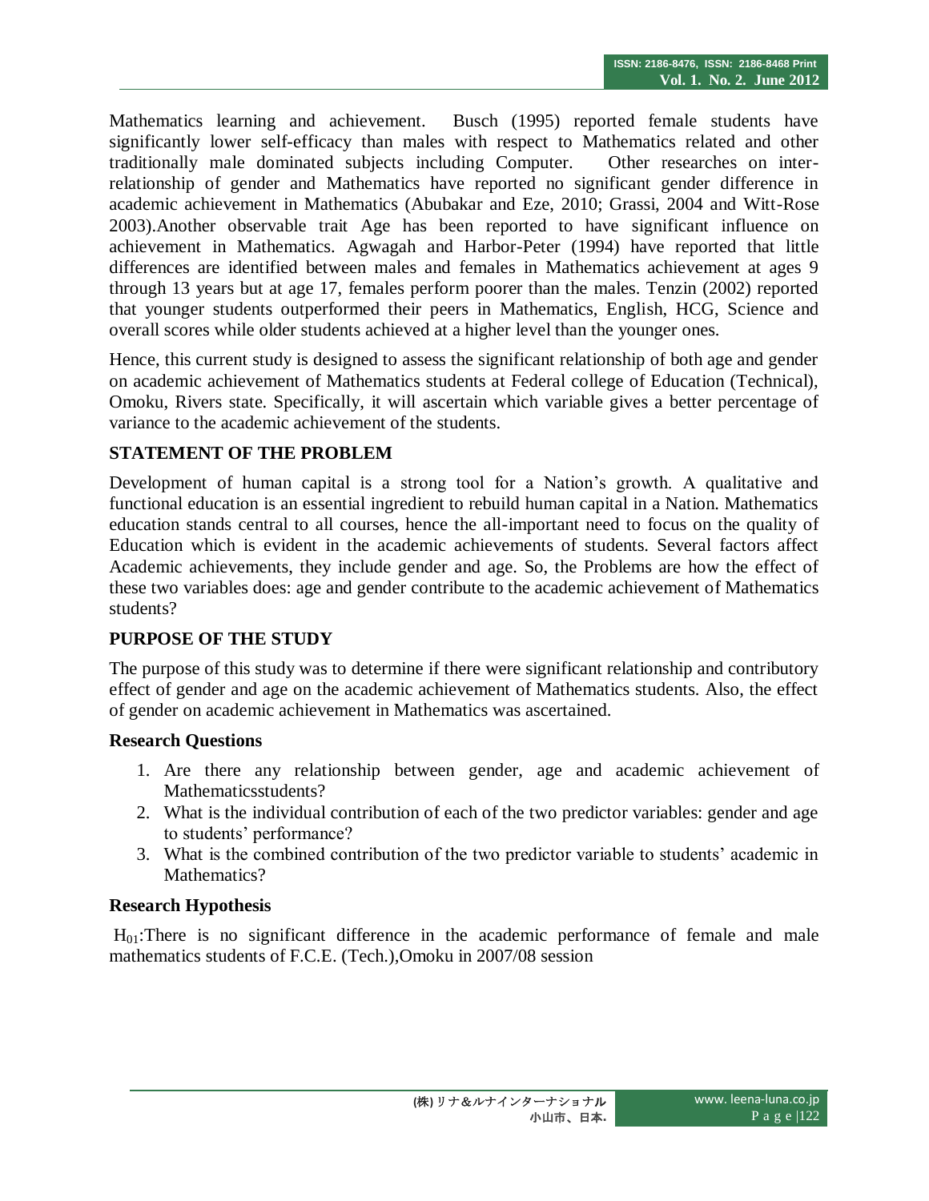Mathematics learning and achievement. Busch (1995) reported female students have significantly lower self-efficacy than males with respect to Mathematics related and other traditionally male dominated subjects including Computer. Other researches on inter-relationship of gender and Mathematics have reported no significant gender difference in academic achievement in Mathematics (Abubakar and Eze, 2010; Grassi, 2004 and Witt-Rose 2003).Another observable trait Age has been reported to have significant influence on achievement in Mathematics. Agwagah and Harbor-Peter (1994) have reported that little differences are identified between males and females in Mathematics achievement at ages 9 through 13 years but at age 17, females perform poorer than the males. Tenzin (2002) reported that younger students outperformed their peers in Mathematics, English, HCG, Science and overall scores while older students achieved at a higher level than the younger ones.

Hence, this current study is designed to assess the significant relationship of both age and gender on academic achievement of Mathematics students at Federal college of Education (Technical), Omoku, Rivers state. Specifically, it will ascertain which variable gives a better percentage of variance to the academic achievement of the students.

## STATEMENT OF THE PROBLEM

Development of human capital is a strong tool for a Nation's growth. A qualitative and functional education is an essential ingredient to rebuild human capital in a Nation. Mathematics education stands central to all courses, hence the all-important need to focus on the quality of Education which is evident in the academic achievements of students. Several factors affect Academic achievements, they include gender and age. So, the Problems are how the effect of these two variables does: age and gender contribute to the academic achievement of Mathematics students?

## PURPOSE OF THE STUDY

The purpose of this study was to determine if there were significant relationship and contributory effect of gender and age on the academic achievement of Mathematics students. Also, the effect of gender on academic achievement in Mathematics was ascertained.

### Research Questions

1. Are there any relationship between gender, age and academic achievement of Mathematicsstudents?
2. What is the individual contribution of each of the two predictor variables: gender and age to students' performance?
3. What is the combined contribution of the two predictor variable to students' academic in Mathematics?

### Research Hypothesis

$H_{01}$:There is no significant difference in the academic performance of female and male mathematics students of F.C.E. (Tech.),Omoku in 2007/08 session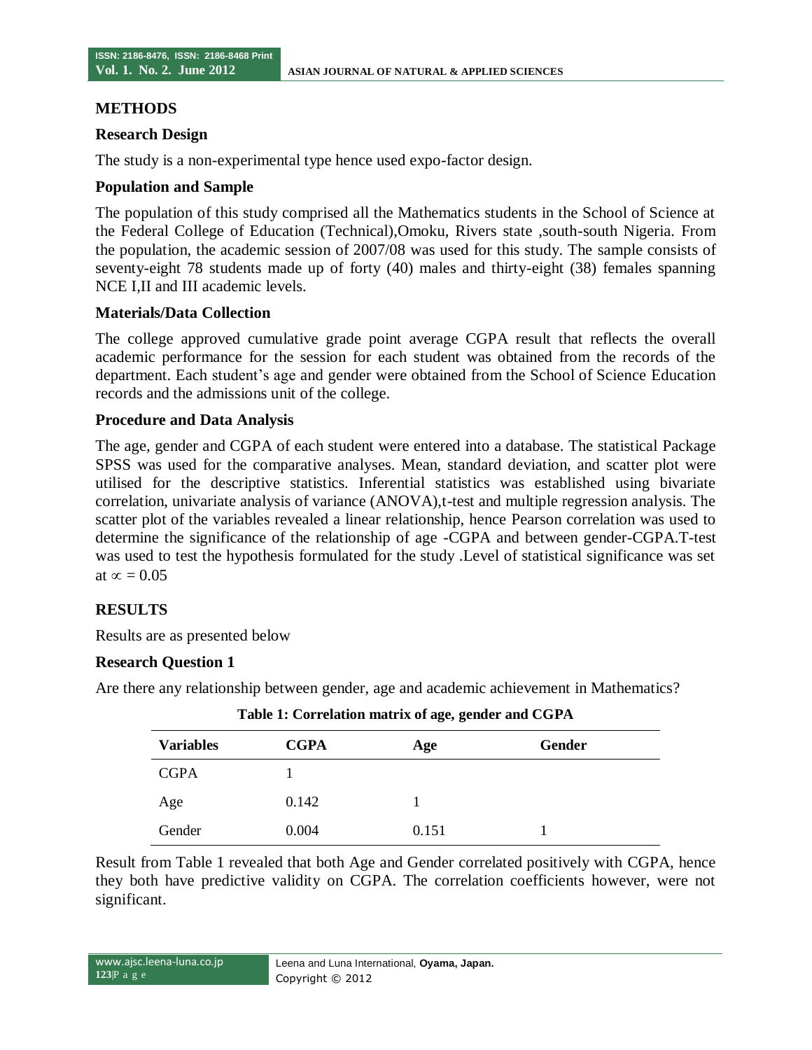## METHODS

### Research Design

The study is a non-experimental type hence used expo-factor design.

### Population and Sample

The population of this study comprised all the Mathematics students in the School of Science at the Federal College of Education (Technical),Omoku, Rivers state ,south-south Nigeria. From the population, the academic session of 2007/08 was used for this study. The sample consists of seventy-eight 78 students made up of forty (40) males and thirty-eight (38) females spanning NCE I,II and III academic levels.

### Materials/Data Collection

The college approved cumulative grade point average CGPA result that reflects the overall academic performance for the session for each student was obtained from the records of the department. Each student's age and gender were obtained from the School of Science Education records and the admissions unit of the college.

### Procedure and Data Analysis

The age, gender and CGPA of each student were entered into a database. The statistical Package SPSS was used for the comparative analyses. Mean, standard deviation, and scatter plot were utilised for the descriptive statistics. Inferential statistics was established using bivariate correlation, univariate analysis of variance (ANOVA),t-test and multiple regression analysis. The scatter plot of the variables revealed a linear relationship, hence Pearson correlation was used to determine the significance of the relationship of age -CGPA and between gender-CGPA.T-test was used to test the hypothesis formulated for the study .Level of statistical significance was set at $\propto = 0.05$

## RESULTS

Results are as presented below

### Research Question 1

Are there any relationship between gender, age and academic achievement in Mathematics?

**Table 1: Correlation matrix of age, gender and CGPA**

| Variables | CGPA | Age | Gender |
|---|---|---|---|
| CGPA | 1 | | |
| Age | 0.142 | 1 | |
| Gender | 0.004 | 0.151 | 1 |

Result from Table 1 revealed that both Age and Gender correlated positively with CGPA, hence they both have predictive validity on CGPA. The correlation coefficients however, were not significant.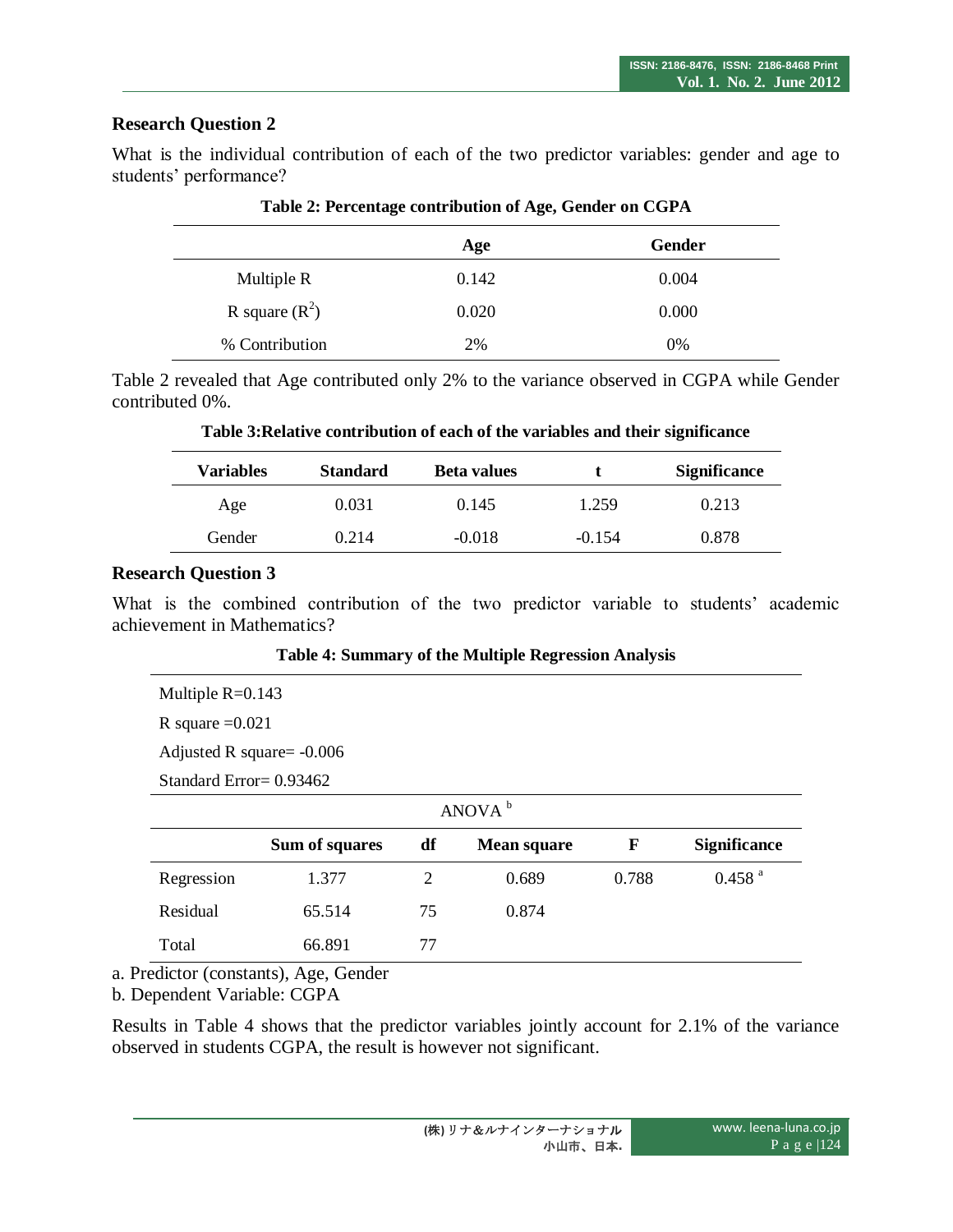### Research Question 2

What is the individual contribution of each of the two predictor variables: gender and age to students' performance?

**Table 2: Percentage contribution of Age, Gender on CGPA**

| | Age | Gender |
|---|---|---|
| Multiple R | 0.142 | 0.004 |
| R square ($R^2$) | 0.020 | 0.000 |
| % Contribution | 2% | 0% |

Table 2 revealed that Age contributed only 2% to the variance observed in CGPA while Gender contributed 0%.

**Table 3:Relative contribution of each of the variables and their significance**

| Variables | Standard | Beta values | t | Significance |
|---|---|---|---|---|
| Age | 0.031 | 0.145 | 1.259 | 0.213 |
| Gender | 0.214 | -0.018 | -0.154 | 0.878 |

### Research Question 3

What is the combined contribution of the two predictor variable to students' academic achievement in Mathematics?

**Table 4: Summary of the Multiple Regression Analysis**

Multiple R=0.143

R square =0.021

Adjusted R square= -0.006

Standard Error= 0.93462

ANOVA [b]

| | Sum of squares | df | Mean square | F | Significance |
|---|---|---|---|---|---|
| Regression | 1.377 | 2 | 0.689 | 0.788 | 0.458 [a] |
| Residual | 65.514 | 75 | 0.874 | | |
| Total | 66.891 | 77 | | | |

a. Predictor (constants), Age, Gender

b. Dependent Variable: CGPA

Results in Table 4 shows that the predictor variables jointly account for 2.1% of the variance observed in students CGPA, the result is however not significant.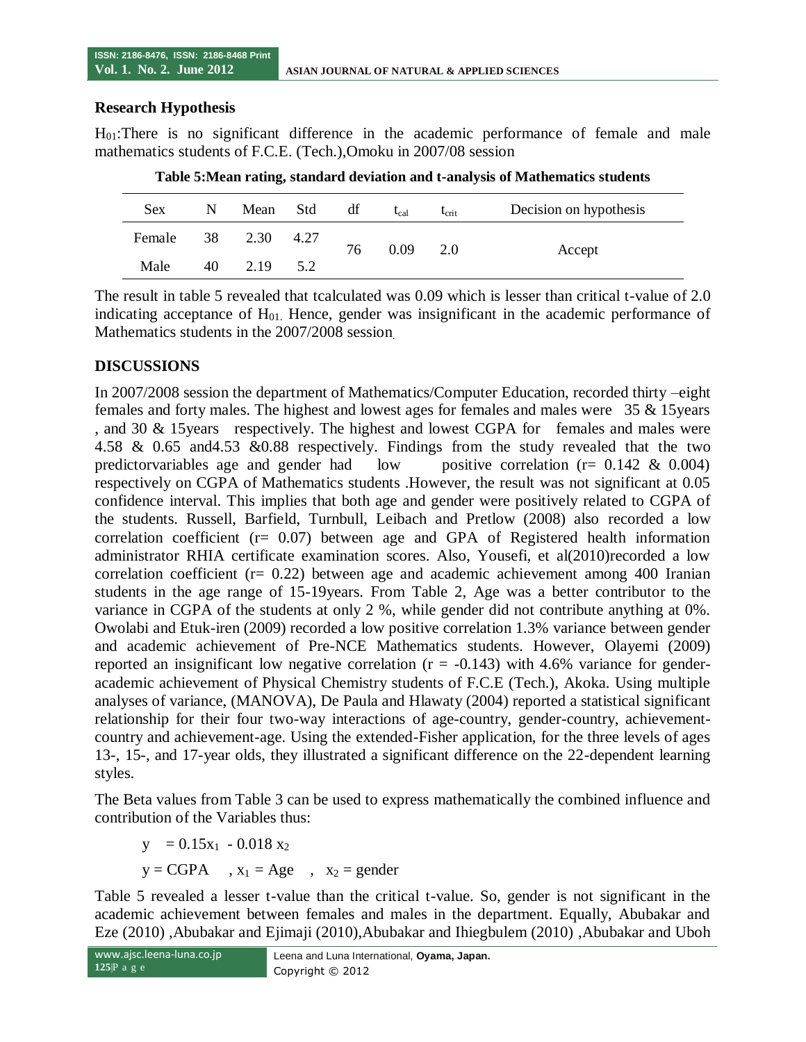## Research Hypothesis

$H_{01}$:There is no significant difference in the academic performance of female and male mathematics students of F.C.E. (Tech.),Omoku in 2007/08 session

**Table 5:Mean rating, standard deviation and t-analysis of Mathematics students**

| Sex | N | Mean | Std | df | $t_{cal}$ | $t_{crit}$ | Decision on hypothesis |
|---|---|---|---|---|---|---|---|
| Female | 38 | 2.30 | 4.27 | 76 | 0.09 | 2.0 | Accept |
| Male | 40 | 2.19 | 5.2 | | | | |

The result in table 5 revealed that tcalculated was 0.09 which is lesser than critical t-value of 2.0 indicating acceptance of $H_{01}$. Hence, gender was insignificant in the academic performance of Mathematics students in the 2007/2008 session.

## DISCUSSIONS

In 2007/2008 session the department of Mathematics/Computer Education, recorded thirty –eight females and forty males. The highest and lowest ages for females and males were 35 & 15years , and 30 & 15years respectively. The highest and lowest CGPA for females and males were 4.58 & 0.65 and4.53 &0.88 respectively. Findings from the study revealed that the two predictorvariables age and gender had low positive correlation (r= 0.142 & 0.004) respectively on CGPA of Mathematics students .However, the result was not significant at 0.05 confidence interval. This implies that both age and gender were positively related to CGPA of the students. Russell, Barfield, Turnbull, Leibach and Pretlow (2008) also recorded a low correlation coefficient (r= 0.07) between age and GPA of Registered health information administrator RHIA certificate examination scores. Also, Yousefi, et al(2010)recorded a low correlation coefficient (r= 0.22) between age and academic achievement among 400 Iranian students in the age range of 15-19years. From Table 2, Age was a better contributor to the variance in CGPA of the students at only 2 %, while gender did not contribute anything at 0%. Owolabi and Etuk-iren (2009) recorded a low positive correlation 1.3% variance between gender and academic achievement of Pre-NCE Mathematics students. However, Olayemi (2009) reported an insignificant low negative correlation (r = -0.143) with 4.6% variance for gender-academic achievement of Physical Chemistry students of F.C.E (Tech.), Akoka. Using multiple analyses of variance, (MANOVA), De Paula and Hlawaty (2004) reported a statistical significant relationship for their four two-way interactions of age-country, gender-country, achievement-country and achievement-age. Using the extended-Fisher application, for the three levels of ages 13-, 15-, and 17-year olds, they illustrated a significant difference on the 22-dependent learning styles.

The Beta values from Table 3 can be used to express mathematically the combined influence and contribution of the Variables thus:

$$y = 0.15x_1 - 0.018\,x_2$$

$y$ = CGPA , $x_1$ = Age , $x_2$ = gender

Table 5 revealed a lesser t-value than the critical t-value. So, gender is not significant in the academic achievement between females and males in the department. Equally, Abubakar and Eze (2010) ,Abubakar and Ejimaji (2010),Abubakar and Ihiegbulem (2010) ,Abubakar and Uboh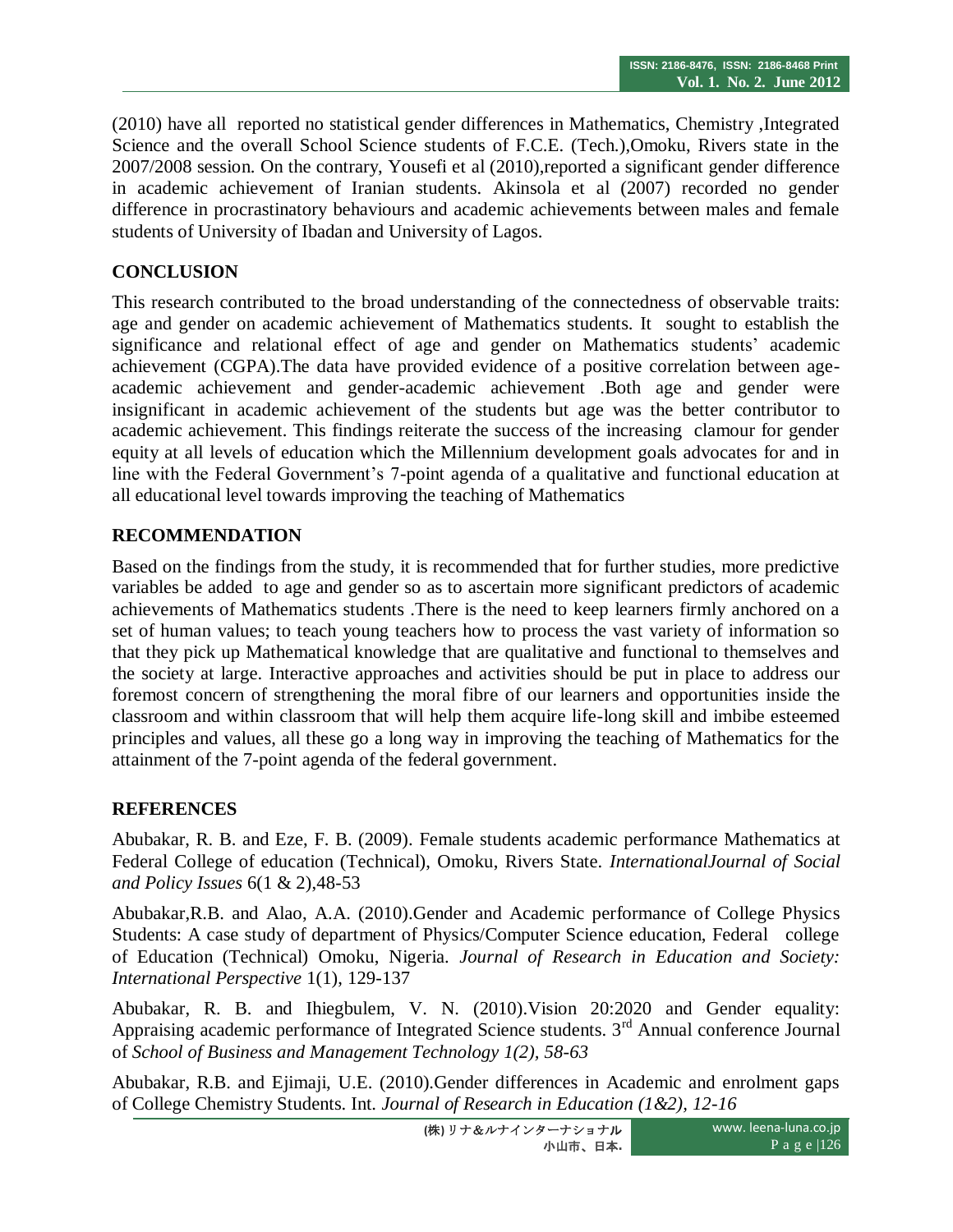(2010) have all reported no statistical gender differences in Mathematics, Chemistry ,Integrated Science and the overall School Science students of F.C.E. (Tech.),Omoku, Rivers state in the 2007/2008 session. On the contrary, Yousefi et al (2010),reported a significant gender difference in academic achievement of Iranian students. Akinsola et al (2007) recorded no gender difference in procrastinatory behaviours and academic achievements between males and female students of University of Ibadan and University of Lagos.

## CONCLUSION

This research contributed to the broad understanding of the connectedness of observable traits: age and gender on academic achievement of Mathematics students. It sought to establish the significance and relational effect of age and gender on Mathematics students' academic achievement (CGPA).The data have provided evidence of a positive correlation between age-academic achievement and gender-academic achievement .Both age and gender were insignificant in academic achievement of the students but age was the better contributor to academic achievement. This findings reiterate the success of the increasing clamour for gender equity at all levels of education which the Millennium development goals advocates for and in line with the Federal Government's 7-point agenda of a qualitative and functional education at all educational level towards improving the teaching of Mathematics

## RECOMMENDATION

Based on the findings from the study, it is recommended that for further studies, more predictive variables be added to age and gender so as to ascertain more significant predictors of academic achievements of Mathematics students .There is the need to keep learners firmly anchored on a set of human values; to teach young teachers how to process the vast variety of information so that they pick up Mathematical knowledge that are qualitative and functional to themselves and the society at large. Interactive approaches and activities should be put in place to address our foremost concern of strengthening the moral fibre of our learners and opportunities inside the classroom and within classroom that will help them acquire life-long skill and imbibe esteemed principles and values, all these go a long way in improving the teaching of Mathematics for the attainment of the 7-point agenda of the federal government.

## REFERENCES

Abubakar, R. B. and Eze, F. B. (2009). Female students academic performance Mathematics at Federal College of education (Technical), Omoku, Rivers State. *InternationalJournal of Social and Policy Issues* 6(1 & 2),48-53

Abubakar,R.B. and Alao, A.A. (2010).Gender and Academic performance of College Physics Students: A case study of department of Physics/Computer Science education, Federal college of Education (Technical) Omoku, Nigeria. *Journal of Research in Education and Society: International Perspective* 1(1), 129-137

Abubakar, R. B. and Ihiegbulem, V. N. (2010).Vision 20:2020 and Gender equality: Appraising academic performance of Integrated Science students. 3rd Annual conference Journal of *School of Business and Management Technology 1(2), 58-63*

Abubakar, R.B. and Ejimaji, U.E. (2010).Gender differences in Academic and enrolment gaps of College Chemistry Students. Int. *Journal of Research in Education (1&2), 12-16*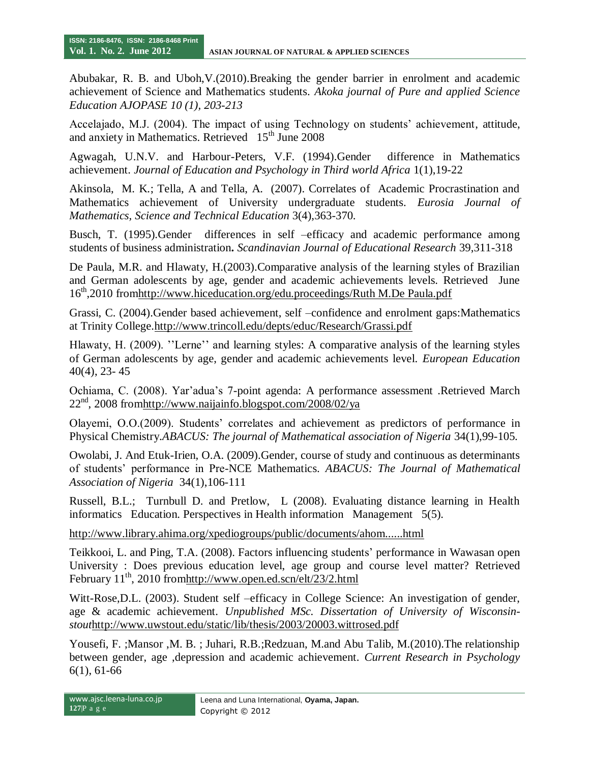Abubakar, R. B. and Uboh,V.(2010).Breaking the gender barrier in enrolment and academic achievement of Science and Mathematics students. *Akoka journal of Pure and applied Science Education AJOPASE 10 (1), 203-213*

Accelajado, M.J. (2004). The impact of using Technology on students' achievement, attitude, and anxiety in Mathematics. Retrieved 15th June 2008

Agwagah, U.N.V. and Harbour-Peters, V.F. (1994).Gender difference in Mathematics achievement. *Journal of Education and Psychology in Third world Africa* 1(1),19-22

Akinsola, M. K.; Tella, A and Tella, A. (2007). Correlates of Academic Procrastination and Mathematics achievement of University undergraduate students. *Eurosia Journal of Mathematics, Science and Technical Education* 3(4),363-370.

Busch, T. (1995).Gender differences in self –efficacy and academic performance among students of business administration**.** *Scandinavian Journal of Educational Research* 39,311-318

De Paula, M.R. and Hlawaty, H.(2003).Comparative analysis of the learning styles of Brazilian and German adolescents by age, gender and academic achievements levels. Retrieved June 16th,2010 fromhttp://www.hiceducation.org/edu.proceedings/Ruth M.De Paula.pdf

Grassi, C. (2004).Gender based achievement, self –confidence and enrolment gaps:Mathematics at Trinity College.http://www.trincoll.edu/depts/educ/Research/Grassi.pdf

Hlawaty, H. (2009). ''Lerne'' and learning styles: A comparative analysis of the learning styles of German adolescents by age, gender and academic achievements level. *European Education* 40(4), 23- 45

Ochiama, C. (2008). Yar'adua's 7-point agenda: A performance assessment .Retrieved March 22nd, 2008 fromhttp://www.naijainfo.blogspot.com/2008/02/ya

Olayemi, O.O.(2009). Students' correlates and achievement as predictors of performance in Physical Chemistry.*ABACUS: The journal of Mathematical association of Nigeria* 34(1),99-105.

Owolabi, J. And Etuk-Irien, O.A. (2009).Gender, course of study and continuous as determinants of students' performance in Pre-NCE Mathematics. *ABACUS: The Journal of Mathematical Association of Nigeria* 34(1),106-111

Russell, B.L.; Turnbull D. and Pretlow, L (2008). Evaluating distance learning in Health informatics Education. Perspectives in Health information Management 5(5).

http://www.library.ahima.org/xpediogroups/public/documents/ahom......html

Teikkooi, L. and Ping, T.A. (2008). Factors influencing students' performance in Wawasan open University : Does previous education level, age group and course level matter? Retrieved February 11th, 2010 fromhttp://www.open.ed.scn/elt/23/2.html

Witt-Rose,D.L. (2003). Student self –efficacy in College Science: An investigation of gender, age & academic achievement. *Unpublished MSc. Dissertation of University of Wisconsin-stout*http://www.uwstout.edu/static/lib/thesis/2003/20003.wittrosed.pdf

Yousefi, F. ;Mansor ,M. B. ; Juhari, R.B.;Redzuan, M.and Abu Talib, M.(2010).The relationship between gender, age ,depression and academic achievement. *Current Research in Psychology* 6(1), 61-66